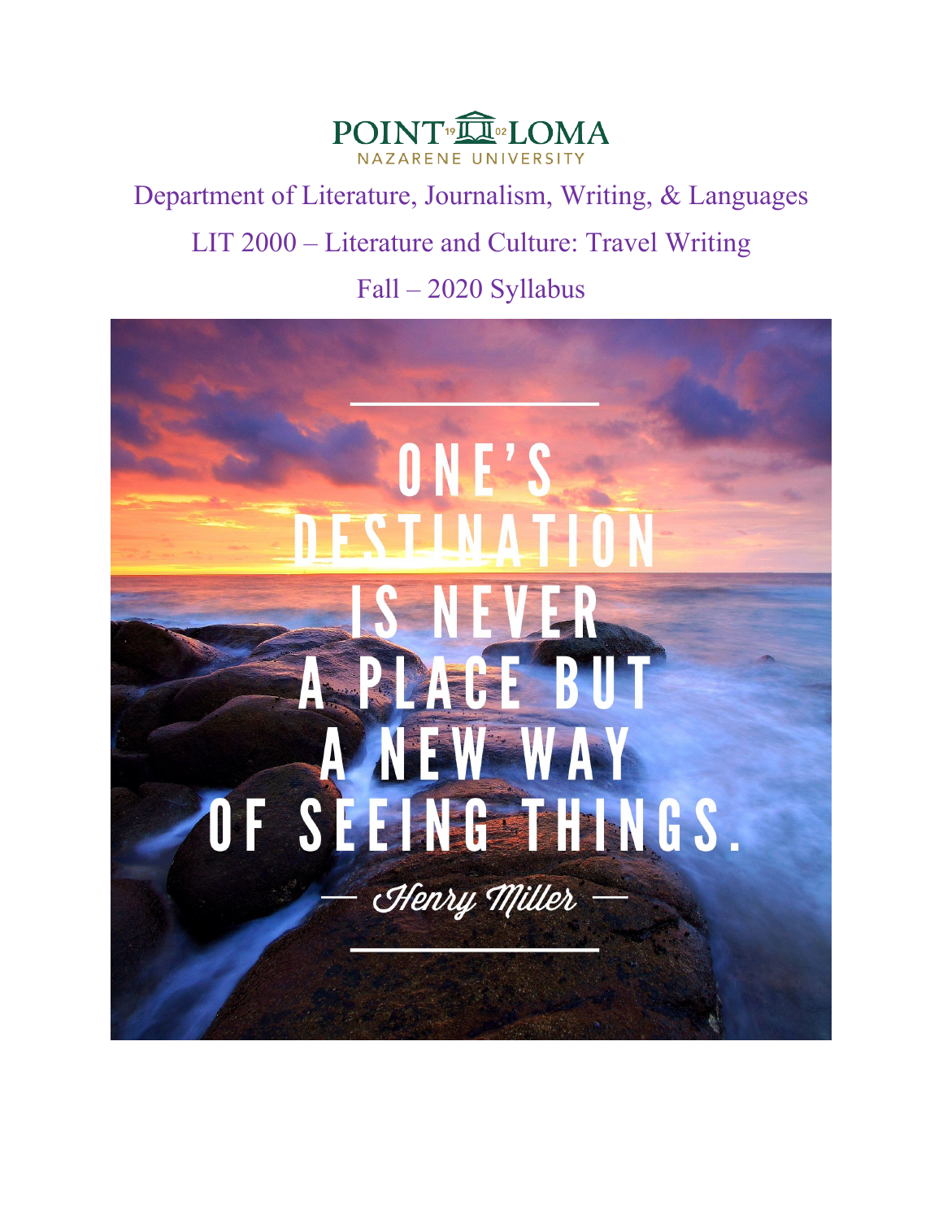POINT LOMA NAZARENE UNIVERSITY

Department of Literature, Journalism, Writing, & Languages

LIT 2000 – Literature and Culture: Travel Writing

Fall – 2020 Syllabus

ONE'S DESTINATION IS NEVER A PLACE BUT A NEW WAY OF SEEING THINGS.

— Henry Miller —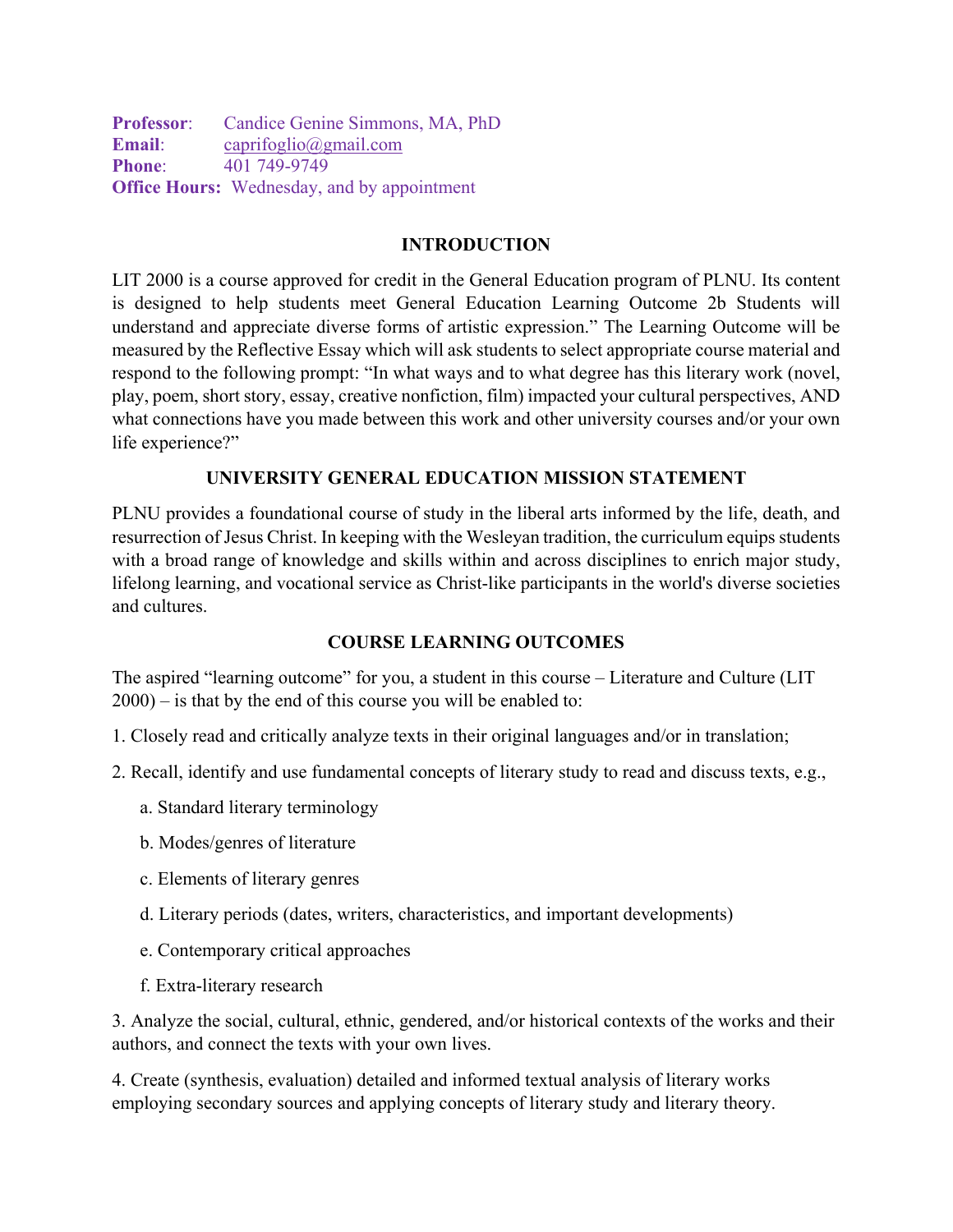**Professor**: Candice Genine Simmons, MA, PhD
**Email**: caprifoglio@gmail.com
**Phone**: 401 749-9749
**Office Hours:** Wednesday, and by appointment

## INTRODUCTION

LIT 2000 is a course approved for credit in the General Education program of PLNU. Its content is designed to help students meet General Education Learning Outcome 2b Students will understand and appreciate diverse forms of artistic expression." The Learning Outcome will be measured by the Reflective Essay which will ask students to select appropriate course material and respond to the following prompt: "In what ways and to what degree has this literary work (novel, play, poem, short story, essay, creative nonfiction, film) impacted your cultural perspectives, AND what connections have you made between this work and other university courses and/or your own life experience?"

## UNIVERSITY GENERAL EDUCATION MISSION STATEMENT

PLNU provides a foundational course of study in the liberal arts informed by the life, death, and resurrection of Jesus Christ. In keeping with the Wesleyan tradition, the curriculum equips students with a broad range of knowledge and skills within and across disciplines to enrich major study, lifelong learning, and vocational service as Christ-like participants in the world's diverse societies and cultures.

## COURSE LEARNING OUTCOMES

The aspired "learning outcome" for you, a student in this course – Literature and Culture (LIT 2000) – is that by the end of this course you will be enabled to:

1. Closely read and critically analyze texts in their original languages and/or in translation;

2. Recall, identify and use fundamental concepts of literary study to read and discuss texts, e.g.,

   a. Standard literary terminology

   b. Modes/genres of literature

   c. Elements of literary genres

   d. Literary periods (dates, writers, characteristics, and important developments)

   e. Contemporary critical approaches

   f. Extra-literary research

3. Analyze the social, cultural, ethnic, gendered, and/or historical contexts of the works and their authors, and connect the texts with your own lives.

4. Create (synthesis, evaluation) detailed and informed textual analysis of literary works employing secondary sources and applying concepts of literary study and literary theory.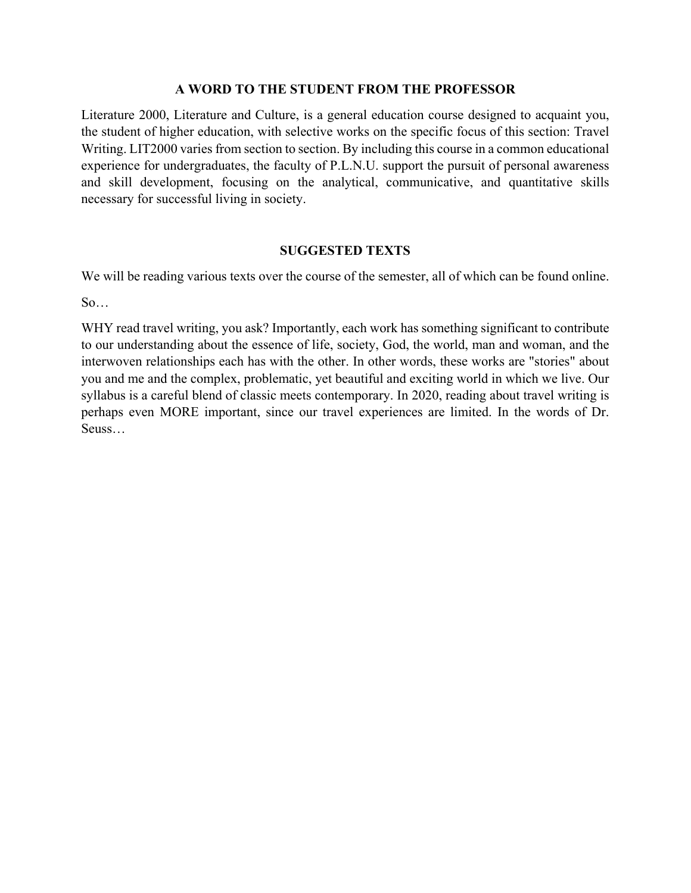## A WORD TO THE STUDENT FROM THE PROFESSOR

Literature 2000, Literature and Culture, is a general education course designed to acquaint you, the student of higher education, with selective works on the specific focus of this section: Travel Writing. LIT2000 varies from section to section. By including this course in a common educational experience for undergraduates, the faculty of P.L.N.U. support the pursuit of personal awareness and skill development, focusing on the analytical, communicative, and quantitative skills necessary for successful living in society.

## SUGGESTED TEXTS

We will be reading various texts over the course of the semester, all of which can be found online.

So…

WHY read travel writing, you ask? Importantly, each work has something significant to contribute to our understanding about the essence of life, society, God, the world, man and woman, and the interwoven relationships each has with the other. In other words, these works are "stories" about you and me and the complex, problematic, yet beautiful and exciting world in which we live. Our syllabus is a careful blend of classic meets contemporary. In 2020, reading about travel writing is perhaps even MORE important, since our travel experiences are limited. In the words of Dr. Seuss…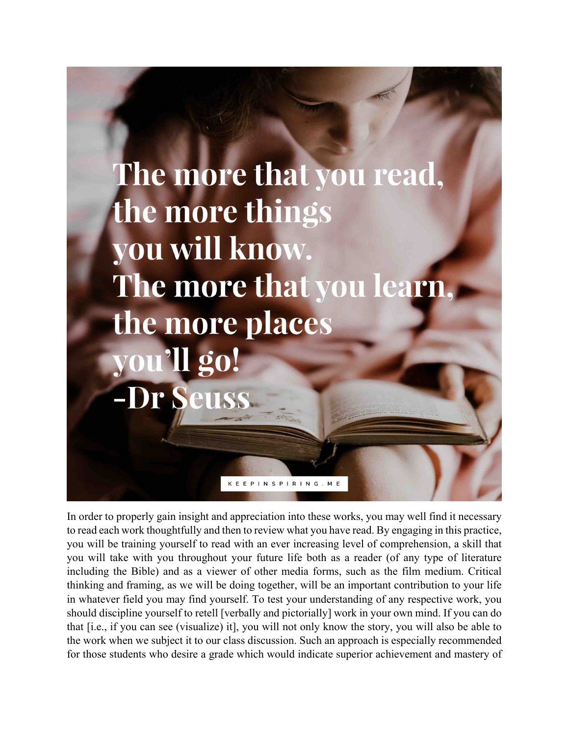The more that you read, the more things you will know. The more that you learn, the more places you'll go! -Dr Seuss

KEEPINSPIRING.ME

In order to properly gain insight and appreciation into these works, you may well find it necessary to read each work thoughtfully and then to review what you have read. By engaging in this practice, you will be training yourself to read with an ever increasing level of comprehension, a skill that you will take with you throughout your future life both as a reader (of any type of literature including the Bible) and as a viewer of other media forms, such as the film medium. Critical thinking and framing, as we will be doing together, will be an important contribution to your life in whatever field you may find yourself. To test your understanding of any respective work, you should discipline yourself to retell [verbally and pictorially] work in your own mind. If you can do that [i.e., if you can see (visualize) it], you will not only know the story, you will also be able to the work when we subject it to our class discussion. Such an approach is especially recommended for those students who desire a grade which would indicate superior achievement and mastery of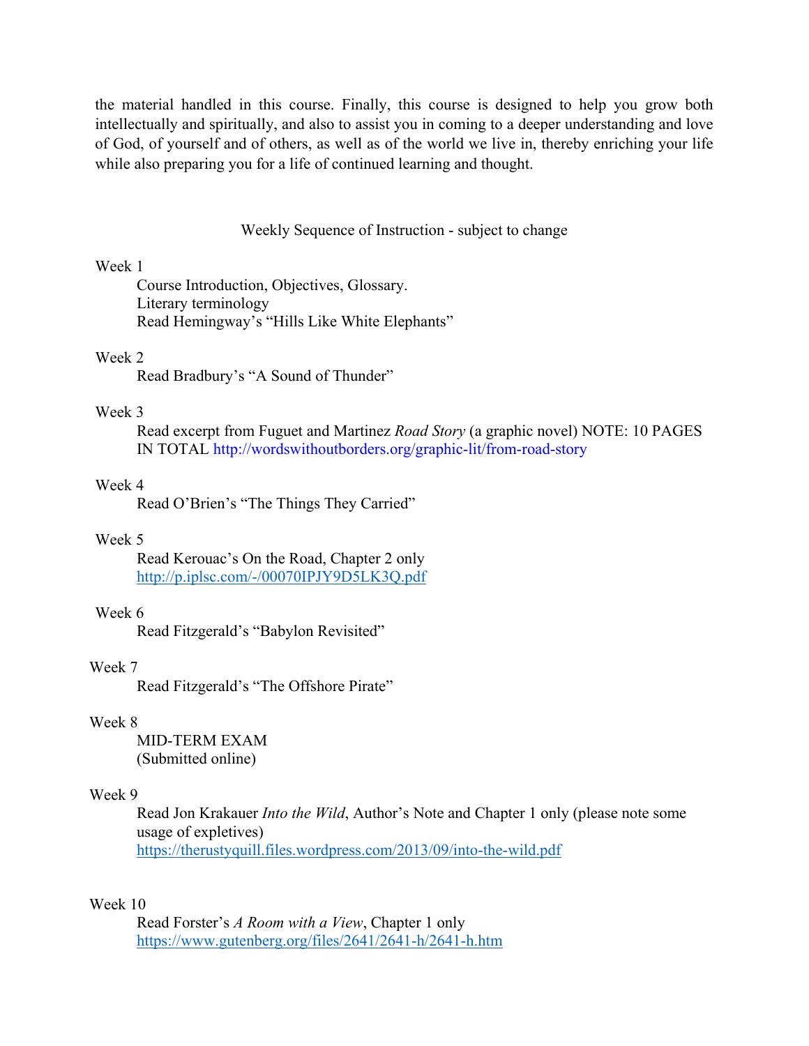the material handled in this course. Finally, this course is designed to help you grow both intellectually and spiritually, and also to assist you in coming to a deeper understanding and love of God, of yourself and of others, as well as of the world we live in, thereby enriching your life while also preparing you for a life of continued learning and thought.

## Weekly Sequence of Instruction - subject to change

Week 1

- Course Introduction, Objectives, Glossary.
- Literary terminology
- Read Hemingway's "Hills Like White Elephants"

Week 2

- Read Bradbury's "A Sound of Thunder"

Week 3

- Read excerpt from Fuguet and Martinez *Road Story* (a graphic novel) NOTE: 10 PAGES IN TOTAL http://wordswithoutborders.org/graphic-lit/from-road-story

Week 4

- Read O'Brien's "The Things They Carried"

Week 5

- Read Kerouac's On the Road, Chapter 2 only http://p.iplsc.com/-/00070IPJY9D5LK3Q.pdf

Week 6

- Read Fitzgerald's "Babylon Revisited"

Week 7

- Read Fitzgerald's "The Offshore Pirate"

Week 8

- MID-TERM EXAM (Submitted online)

Week 9

- Read Jon Krakauer *Into the Wild*, Author's Note and Chapter 1 only (please note some usage of expletives) https://therustyquill.files.wordpress.com/2013/09/into-the-wild.pdf

Week 10

- Read Forster's *A Room with a View*, Chapter 1 only https://www.gutenberg.org/files/2641/2641-h/2641-h.htm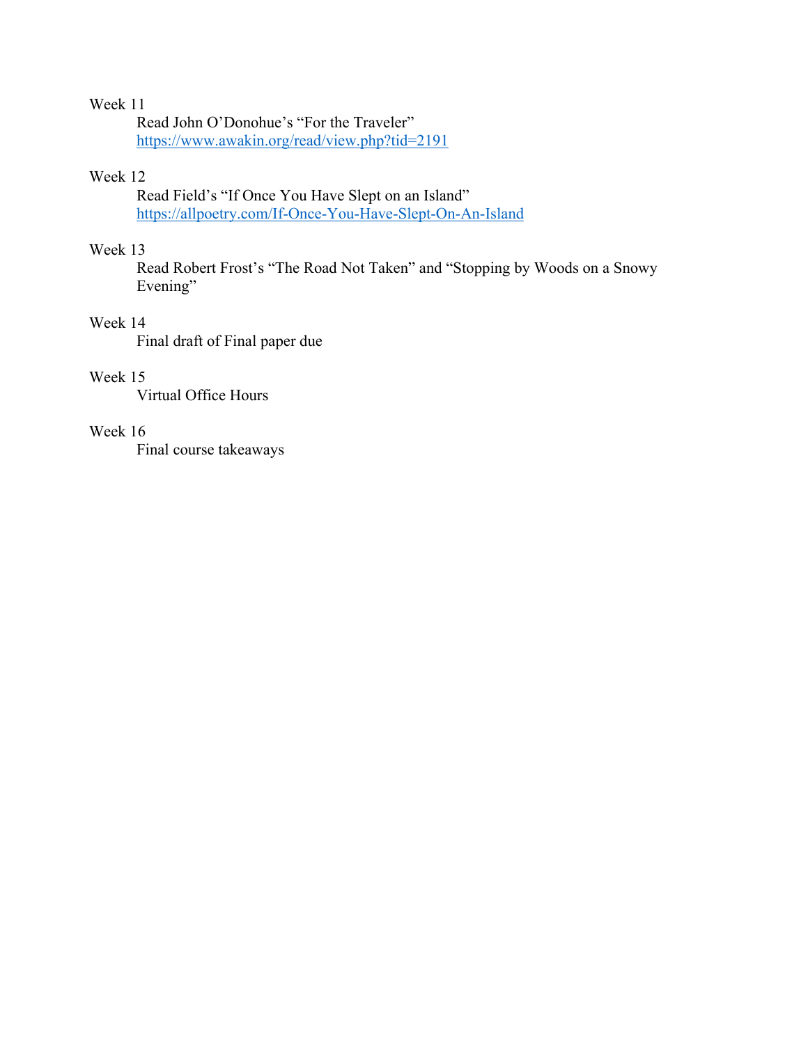Week 11

Read John O'Donohue's "For the Traveler"
https://www.awakin.org/read/view.php?tid=2191

Week 12

Read Field's "If Once You Have Slept on an Island"
https://allpoetry.com/If-Once-You-Have-Slept-On-An-Island

Week 13

Read Robert Frost's "The Road Not Taken" and "Stopping by Woods on a Snowy Evening"

Week 14

Final draft of Final paper due

Week 15

Virtual Office Hours

Week 16

Final course takeaways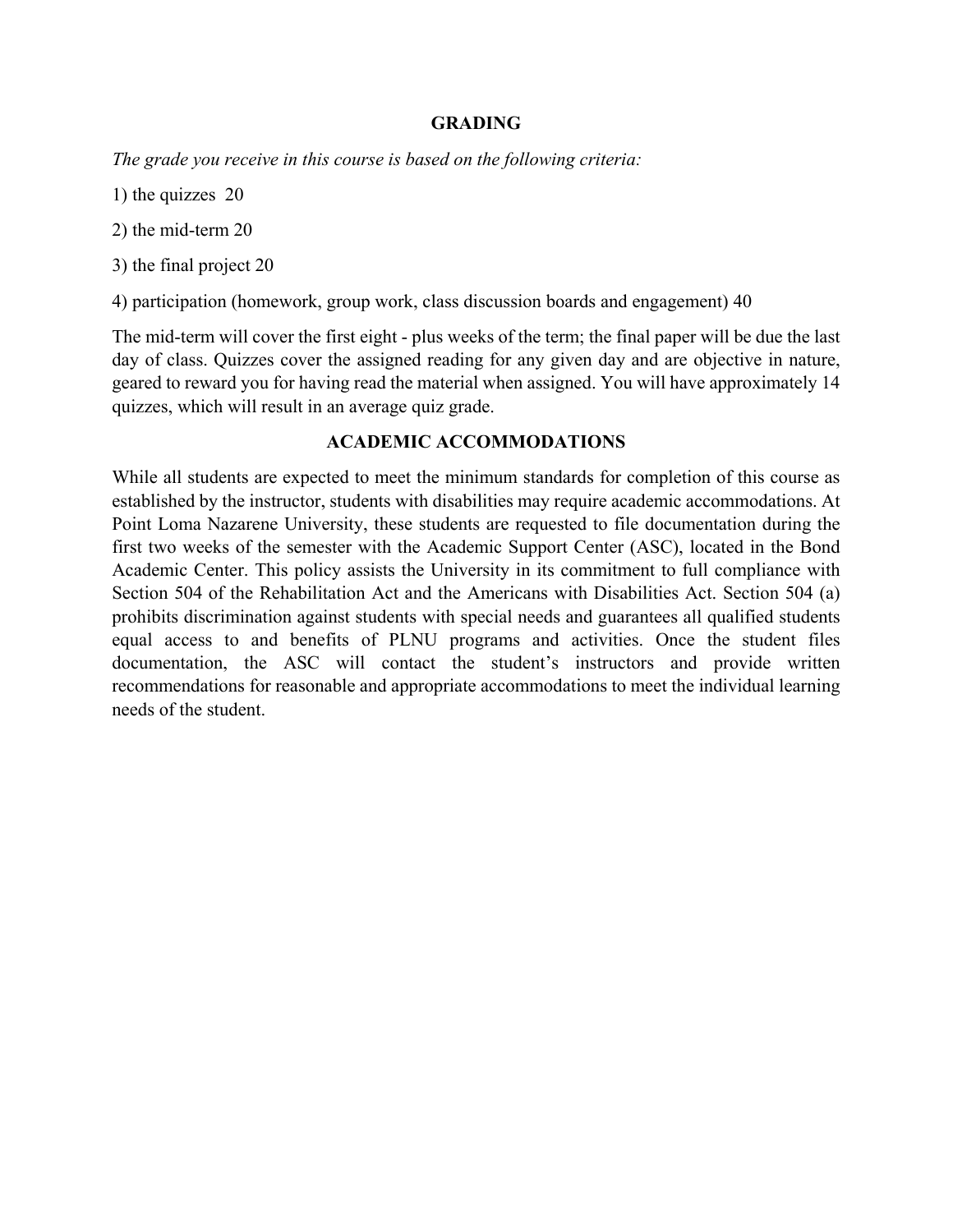## GRADING

*The grade you receive in this course is based on the following criteria:*

1) the quizzes 20

2) the mid-term 20

3) the final project 20

4) participation (homework, group work, class discussion boards and engagement) 40

The mid-term will cover the first eight - plus weeks of the term; the final paper will be due the last day of class. Quizzes cover the assigned reading for any given day and are objective in nature, geared to reward you for having read the material when assigned. You will have approximately 14 quizzes, which will result in an average quiz grade.

## ACADEMIC ACCOMMODATIONS

While all students are expected to meet the minimum standards for completion of this course as established by the instructor, students with disabilities may require academic accommodations. At Point Loma Nazarene University, these students are requested to file documentation during the first two weeks of the semester with the Academic Support Center (ASC), located in the Bond Academic Center. This policy assists the University in its commitment to full compliance with Section 504 of the Rehabilitation Act and the Americans with Disabilities Act. Section 504 (a) prohibits discrimination against students with special needs and guarantees all qualified students equal access to and benefits of PLNU programs and activities. Once the student files documentation, the ASC will contact the student's instructors and provide written recommendations for reasonable and appropriate accommodations to meet the individual learning needs of the student.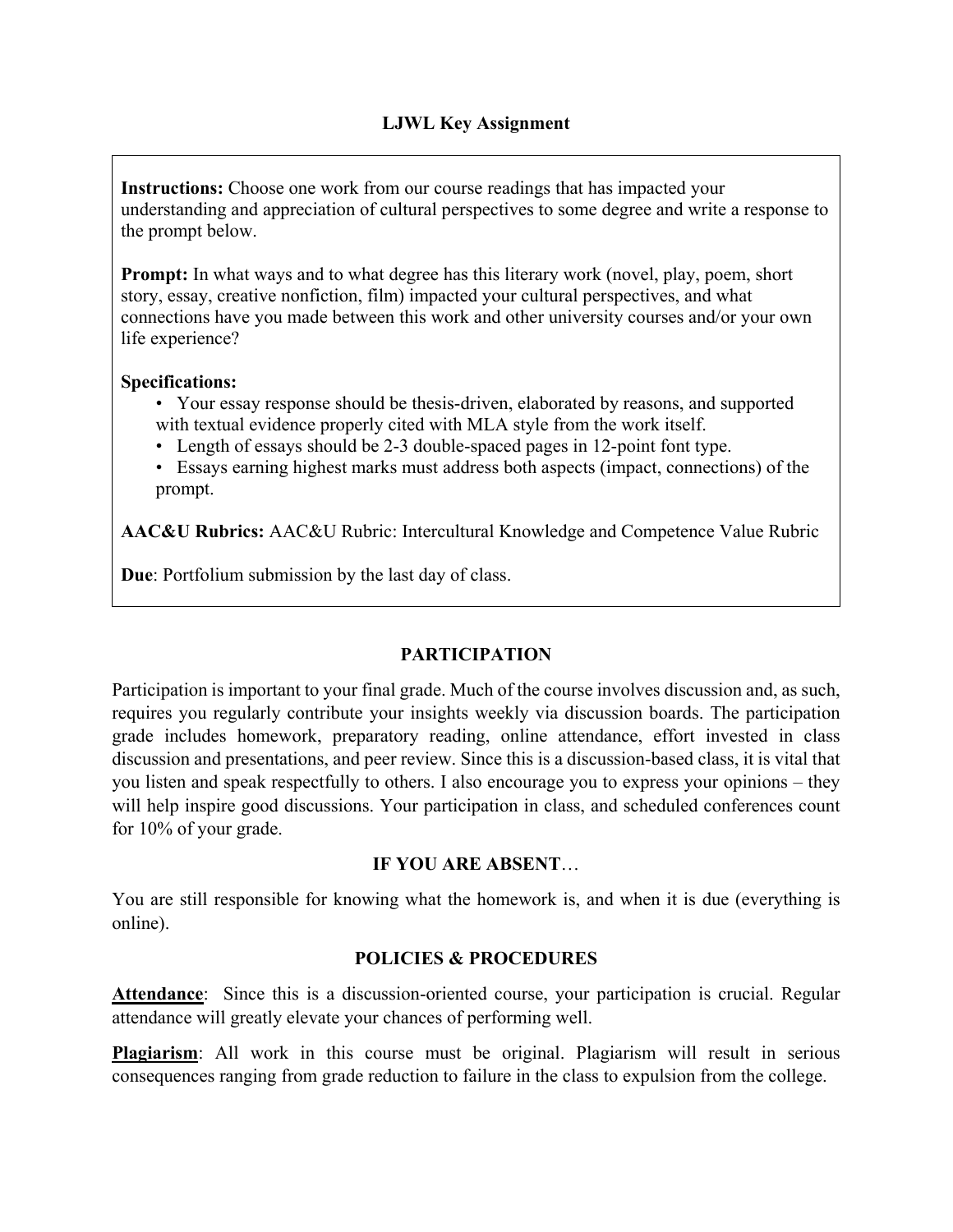## LJWL Key Assignment

**Instructions:** Choose one work from our course readings that has impacted your understanding and appreciation of cultural perspectives to some degree and write a response to the prompt below.

**Prompt:** In what ways and to what degree has this literary work (novel, play, poem, short story, essay, creative nonfiction, film) impacted your cultural perspectives, and what connections have you made between this work and other university courses and/or your own life experience?

**Specifications:**

- Your essay response should be thesis-driven, elaborated by reasons, and supported with textual evidence properly cited with MLA style from the work itself.
- Length of essays should be 2-3 double-spaced pages in 12-point font type.
- Essays earning highest marks must address both aspects (impact, connections) of the prompt.

**AAC&U Rubrics:** AAC&U Rubric: Intercultural Knowledge and Competence Value Rubric

**Due**: Portfolium submission by the last day of class.

## PARTICIPATION

Participation is important to your final grade. Much of the course involves discussion and, as such, requires you regularly contribute your insights weekly via discussion boards. The participation grade includes homework, preparatory reading, online attendance, effort invested in class discussion and presentations, and peer review. Since this is a discussion-based class, it is vital that you listen and speak respectfully to others. I also encourage you to express your opinions – they will help inspire good discussions. Your participation in class, and scheduled conferences count for 10% of your grade.

## IF YOU ARE ABSENT…

You are still responsible for knowing what the homework is, and when it is due (everything is online).

## POLICIES & PROCEDURES

**Attendance**: Since this is a discussion-oriented course, your participation is crucial. Regular attendance will greatly elevate your chances of performing well.

**Plagiarism**: All work in this course must be original. Plagiarism will result in serious consequences ranging from grade reduction to failure in the class to expulsion from the college.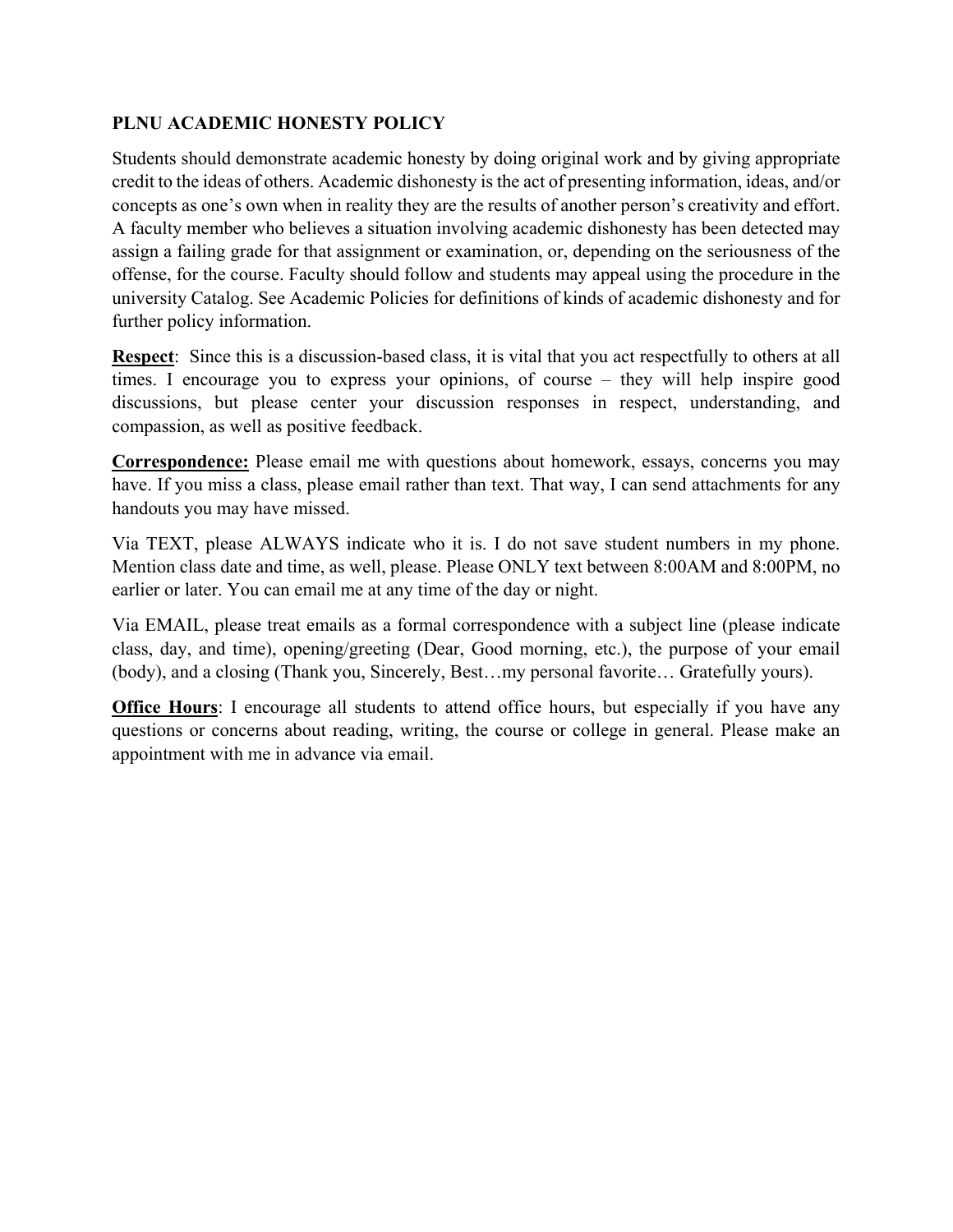**PLNU ACADEMIC HONESTY POLICY**

Students should demonstrate academic honesty by doing original work and by giving appropriate credit to the ideas of others. Academic dishonesty is the act of presenting information, ideas, and/or concepts as one's own when in reality they are the results of another person's creativity and effort. A faculty member who believes a situation involving academic dishonesty has been detected may assign a failing grade for that assignment or examination, or, depending on the seriousness of the offense, for the course. Faculty should follow and students may appeal using the procedure in the university Catalog. See Academic Policies for definitions of kinds of academic dishonesty and for further policy information.

**Respect**: Since this is a discussion-based class, it is vital that you act respectfully to others at all times. I encourage you to express your opinions, of course – they will help inspire good discussions, but please center your discussion responses in respect, understanding, and compassion, as well as positive feedback.

**Correspondence:** Please email me with questions about homework, essays, concerns you may have. If you miss a class, please email rather than text. That way, I can send attachments for any handouts you may have missed.

Via TEXT, please ALWAYS indicate who it is. I do not save student numbers in my phone. Mention class date and time, as well, please. Please ONLY text between 8:00AM and 8:00PM, no earlier or later. You can email me at any time of the day or night.

Via EMAIL, please treat emails as a formal correspondence with a subject line (please indicate class, day, and time), opening/greeting (Dear, Good morning, etc.), the purpose of your email (body), and a closing (Thank you, Sincerely, Best…my personal favorite… Gratefully yours).

**Office Hours**: I encourage all students to attend office hours, but especially if you have any questions or concerns about reading, writing, the course or college in general. Please make an appointment with me in advance via email.